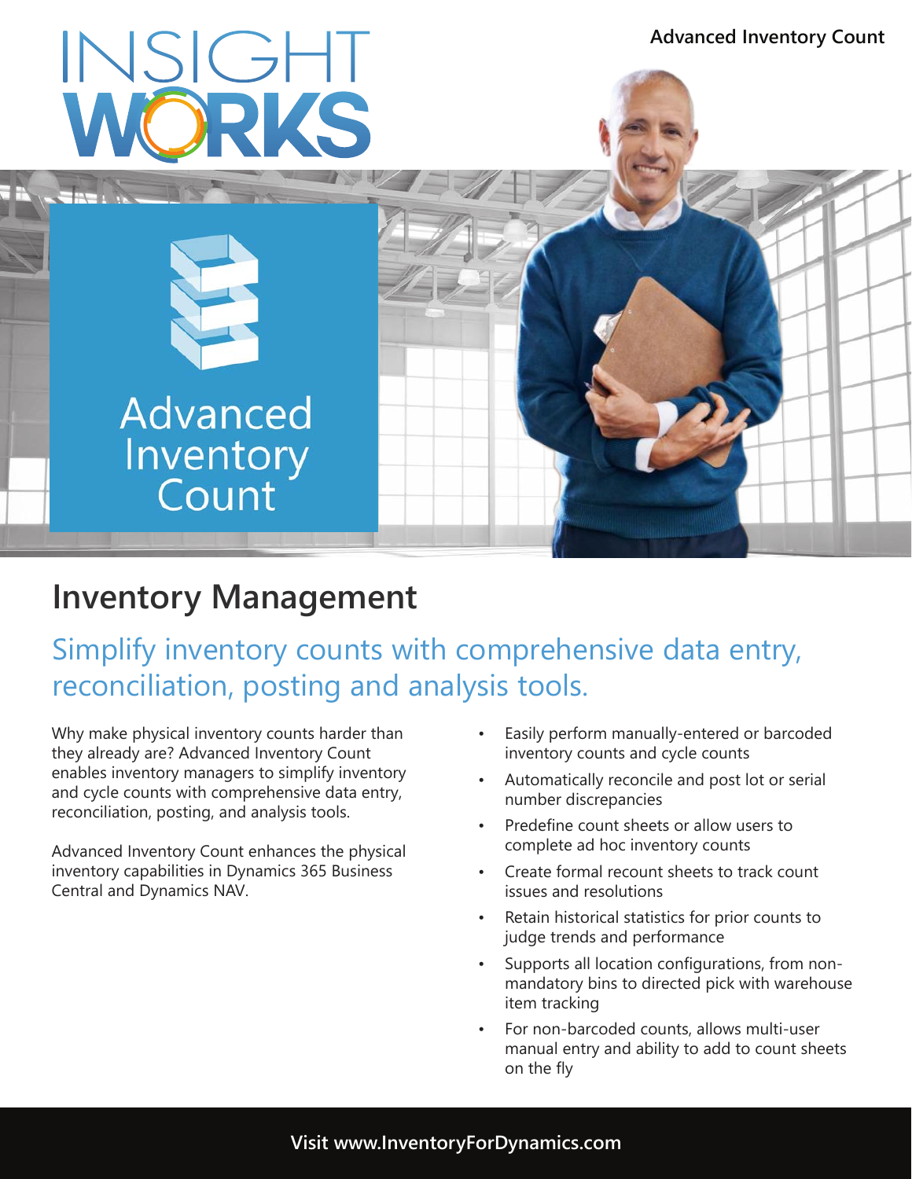Advanced Inventory Count

INSIGHT WORKS

Advanced Inventory Count

# Inventory Management

## Simplify inventory counts with comprehensive data entry, reconciliation, posting and analysis tools.

Why make physical inventory counts harder than they already are? Advanced Inventory Count enables inventory managers to simplify inventory and cycle counts with comprehensive data entry, reconciliation, posting, and analysis tools.

Advanced Inventory Count enhances the physical inventory capabilities in Dynamics 365 Business Central and Dynamics NAV.

- Easily perform manually-entered or barcoded inventory counts and cycle counts
- Automatically reconcile and post lot or serial number discrepancies
- Predefine count sheets or allow users to complete ad hoc inventory counts
- Create formal recount sheets to track count issues and resolutions
- Retain historical statistics for prior counts to judge trends and performance
- Supports all location configurations, from non-mandatory bins to directed pick with warehouse item tracking
- For non-barcoded counts, allows multi-user manual entry and ability to add to count sheets on the fly

**Visit www.InventoryForDynamics.com**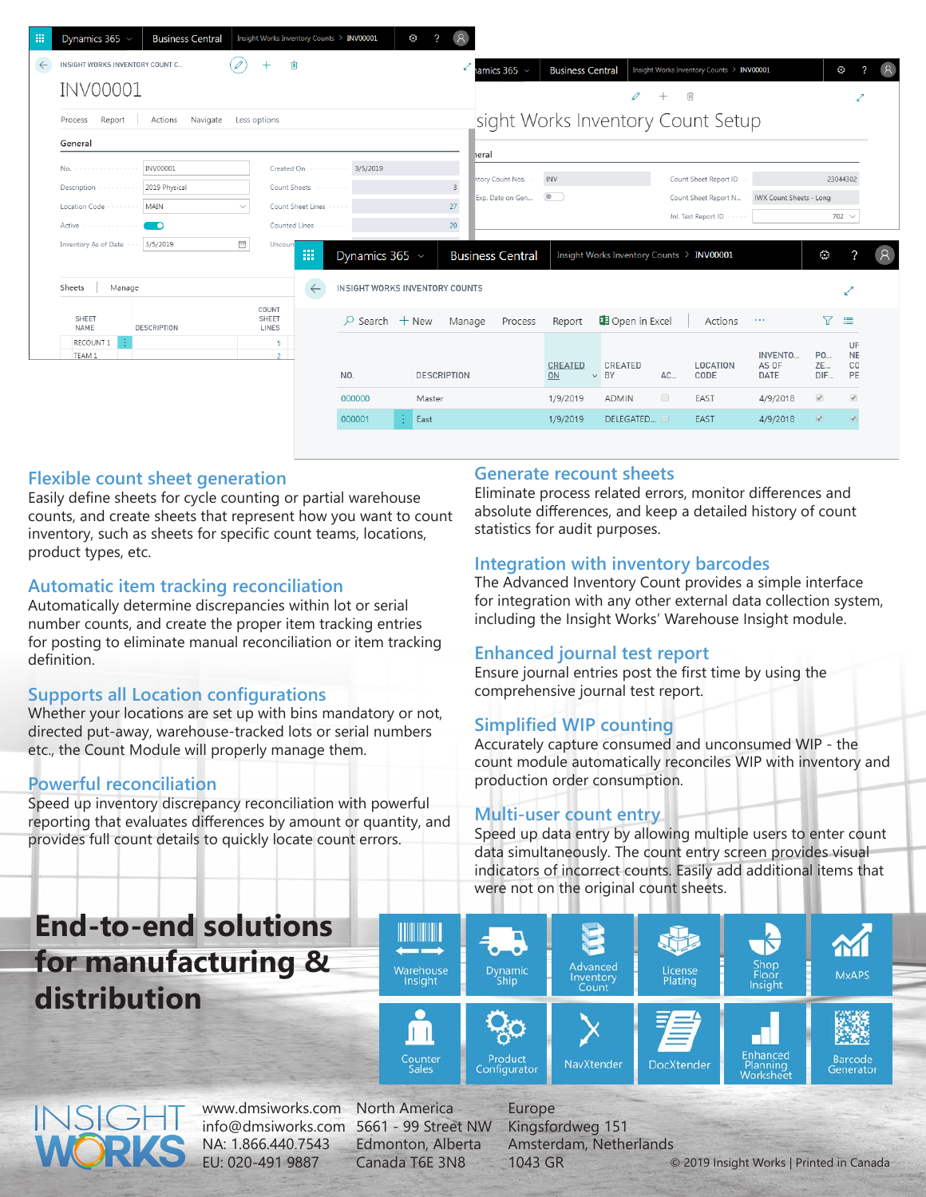## Flexible count sheet generation

Easily define sheets for cycle counting or partial warehouse counts, and create sheets that represent how you want to count inventory, such as sheets for specific count teams, locations, product types, etc.

## Automatic item tracking reconciliation

Automatically determine discrepancies within lot or serial number counts, and create the proper item tracking entries for posting to eliminate manual reconciliation or item tracking definition.

## Supports all Location configurations

Whether your locations are set up with bins mandatory or not, directed put-away, warehouse-tracked lots or serial numbers etc., the Count Module will properly manage them.

## Powerful reconciliation

Speed up inventory discrepancy reconciliation with powerful reporting that evaluates differences by amount or quantity, and provides full count details to quickly locate count errors.

## Generate recount sheets

Eliminate process related errors, monitor differences and absolute differences, and keep a detailed history of count statistics for audit purposes.

## Integration with inventory barcodes

The Advanced Inventory Count provides a simple interface for integration with any other external data collection system, including the Insight Works' Warehouse Insight module.

## Enhanced journal test report

Ensure journal entries post the first time by using the comprehensive journal test report.

## Simplified WIP counting

Accurately capture consumed and unconsumed WIP - the count module automatically reconciles WIP with inventory and production order consumption.

## Multi-user count entry

Speed up data entry by allowing multiple users to enter count data simultaneously. The count entry screen provides visual indicators of incorrect counts. Easily add additional items that were not on the original count sheets.

# End-to-end solutions for manufacturing & distribution

Warehouse Insight
Dynamic Ship
Advanced Inventory Count
License Plating
Shop Floor Insight
MxAPS
Counter Sales
Product Configurator
NavXtender
DocXtender
Enhanced Planning Worksheet
Barcode Generator

INSIGHT WORKS

www.dmsiworks.com
info@dmsiworks.com
NA: 1.866.440.7543
EU: 020-491 9887

North America
5661 - 99 Street NW
Edmonton, Alberta
Canada T6E 3N8

Europe
Kingsfordweg 151
Amsterdam, Netherlands
1043 GR

© 2019 Insight Works | Printed in Canada